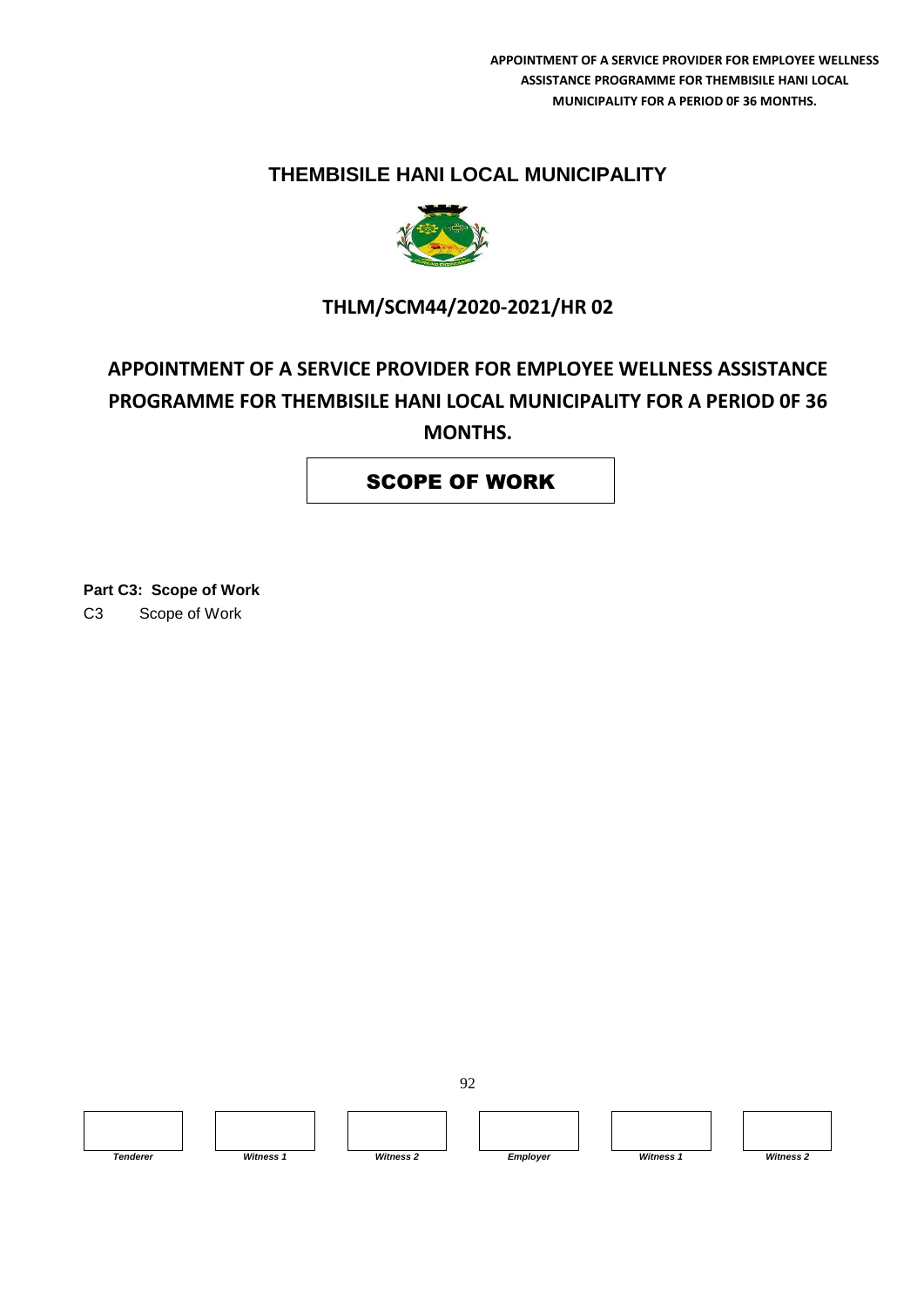# THEMBISILE HANI LOCAL MUNICIPALITY

## THLM/SCM44/2020-2021/HR 02

## APPOINTMENT OF A SERVICE PROVIDER FOR EMPLOYEE WELLNESS ASSISTANCE PROGRAMME FOR THEMBISILE HANI LOCAL MUNICIPALITY FOR A PERIOD 0F 36 MONTHS.

## SCOPE OF WORK

**Part C3: Scope of Work**

C3 Scope of Work

| Tenderer | Witness 1 | Witness 2 | Employer | Witness 1 | Witness 2 |
|---|---|---|---|---|---|
| | | | | | |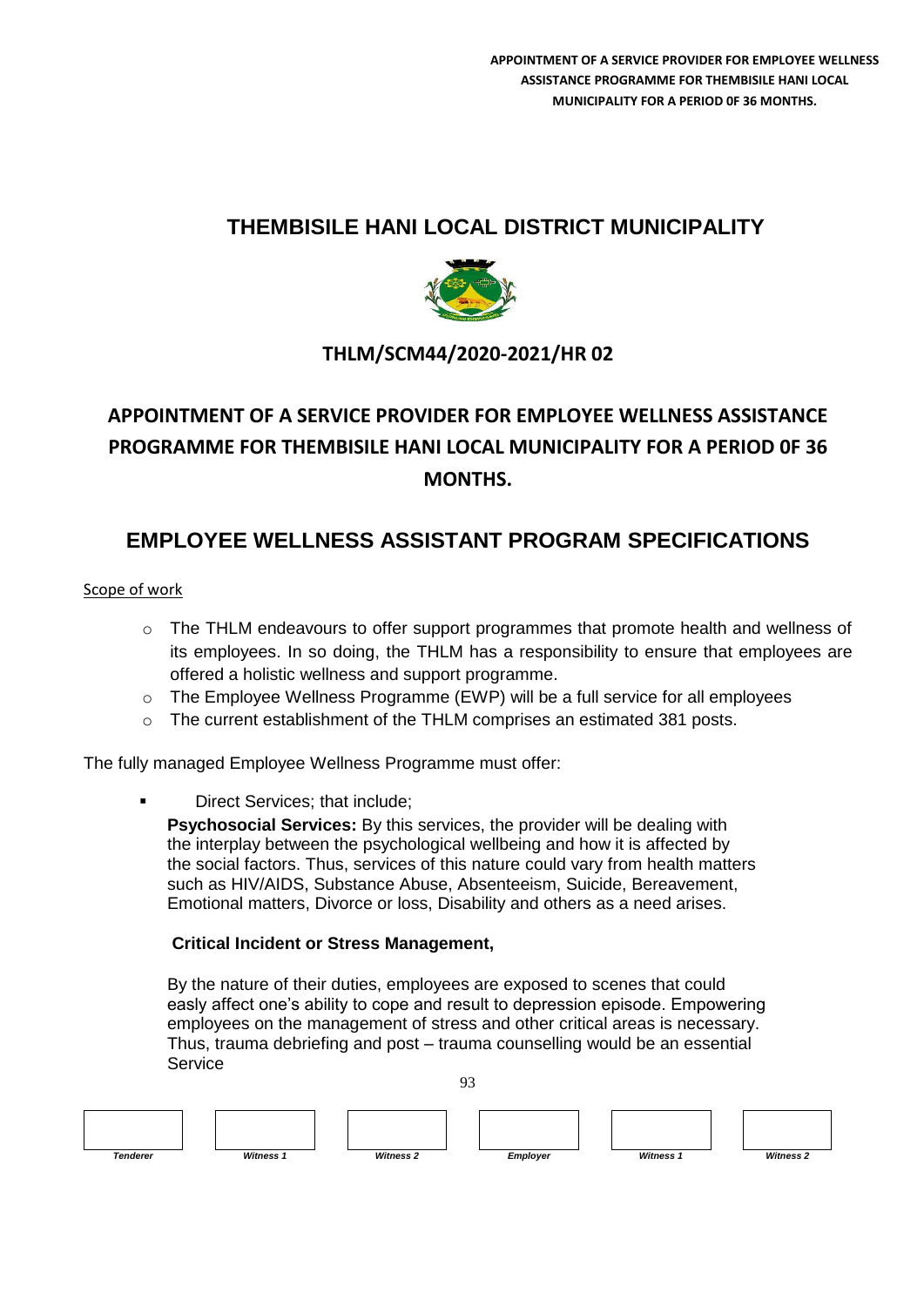# THEMBISILE HANI LOCAL DISTRICT MUNICIPALITY

## THLM/SCM44/2020-2021/HR 02

## APPOINTMENT OF A SERVICE PROVIDER FOR EMPLOYEE WELLNESS ASSISTANCE PROGRAMME FOR THEMBISILE HANI LOCAL MUNICIPALITY FOR A PERIOD 0F 36 MONTHS.

## EMPLOYEE WELLNESS ASSISTANT PROGRAM SPECIFICATIONS

Scope of work

- The THLM endeavours to offer support programmes that promote health and wellness of its employees. In so doing, the THLM has a responsibility to ensure that employees are offered a holistic wellness and support programme.
- The Employee Wellness Programme (EWP) will be a full service for all employees
- The current establishment of the THLM comprises an estimated 381 posts.

The fully managed Employee Wellness Programme must offer:

- Direct Services; that include;

  **Psychosocial Services:** By this services, the provider will be dealing with the interplay between the psychological wellbeing and how it is affected by the social factors. Thus, services of this nature could vary from health matters such as HIV/AIDS, Substance Abuse, Absenteeism, Suicide, Bereavement, Emotional matters, Divorce or loss, Disability and others as a need arises.

  **Critical Incident or Stress Management,**

  By the nature of their duties, employees are exposed to scenes that could easily affect one's ability to cope and result to depression episode. Empowering employees on the management of stress and other critical areas is necessary. Thus, trauma debriefing and post – trauma counselling would be an essential Service

| Tenderer | Witness 1 | Witness 2 | Employer | Witness 1 | Witness 2 |
|---|---|---|---|---|---|
| | | | | | |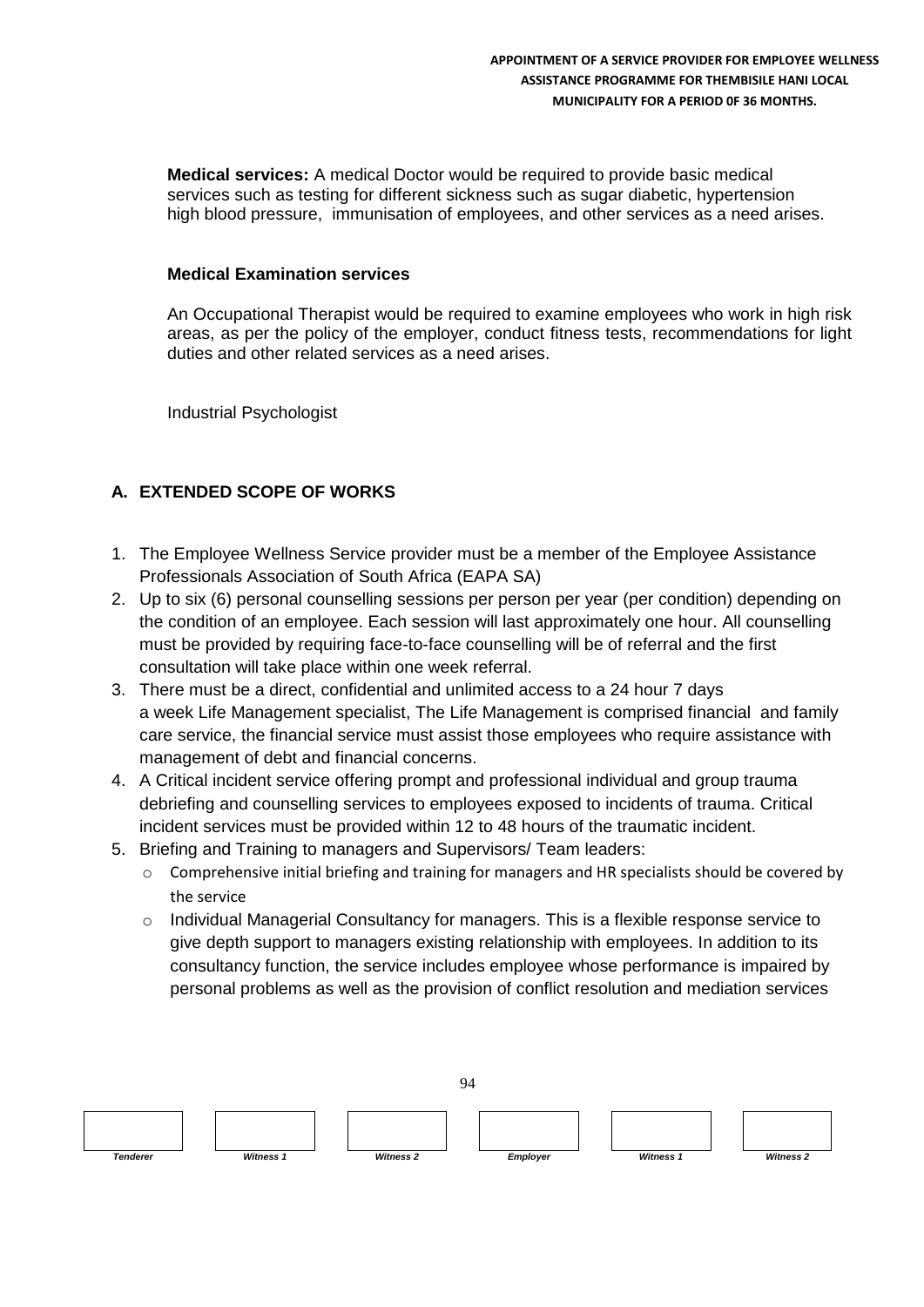**Medical services:** A medical Doctor would be required to provide basic medical services such as testing for different sickness such as sugar diabetic, hypertension high blood pressure, immunisation of employees, and other services as a need arises.

**Medical Examination services**

An Occupational Therapist would be required to examine employees who work in high risk areas, as per the policy of the employer, conduct fitness tests, recommendations for light duties and other related services as a need arises.

Industrial Psychologist

## A. EXTENDED SCOPE OF WORKS

1. The Employee Wellness Service provider must be a member of the Employee Assistance Professionals Association of South Africa (EAPA SA)
2. Up to six (6) personal counselling sessions per person per year (per condition) depending on the condition of an employee. Each session will last approximately one hour. All counselling must be provided by requiring face-to-face counselling will be of referral and the first consultation will take place within one week referral.
3. There must be a direct, confidential and unlimited access to a 24 hour 7 days a week Life Management specialist, The Life Management is comprised financial and family care service, the financial service must assist those employees who require assistance with management of debt and financial concerns.
4. A Critical incident service offering prompt and professional individual and group trauma debriefing and counselling services to employees exposed to incidents of trauma. Critical incident services must be provided within 12 to 48 hours of the traumatic incident.
5. Briefing and Training to managers and Supervisors/ Team leaders:
   - Comprehensive initial briefing and training for managers and HR specialists should be covered by the service
   - Individual Managerial Consultancy for managers. This is a flexible response service to give depth support to managers existing relationship with employees. In addition to its consultancy function, the service includes employee whose performance is impaired by personal problems as well as the provision of conflict resolution and mediation services

| Tenderer | Witness 1 | Witness 2 | Employer | Witness 1 | Witness 2 |
| --- | --- | --- | --- | --- | --- |
| | | | | | |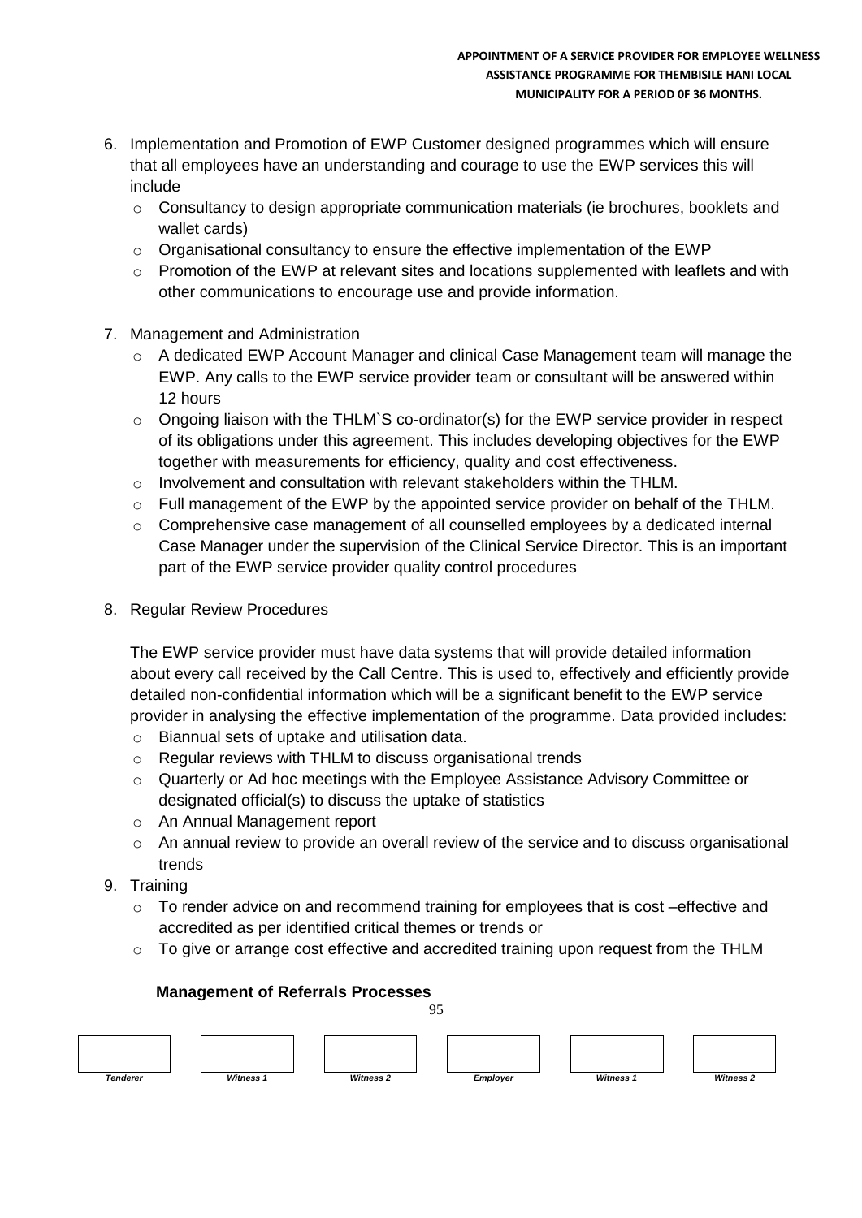6. Implementation and Promotion of EWP Customer designed programmes which will ensure that all employees have an understanding and courage to use the EWP services this will include
   - Consultancy to design appropriate communication materials (ie brochures, booklets and wallet cards)
   - Organisational consultancy to ensure the effective implementation of the EWP
   - Promotion of the EWP at relevant sites and locations supplemented with leaflets and with other communications to encourage use and provide information.

7. Management and Administration
   - A dedicated EWP Account Manager and clinical Case Management team will manage the EWP. Any calls to the EWP service provider team or consultant will be answered within 12 hours
   - Ongoing liaison with the THLM`S co-ordinator(s) for the EWP service provider in respect of its obligations under this agreement. This includes developing objectives for the EWP together with measurements for efficiency, quality and cost effectiveness.
   - Involvement and consultation with relevant stakeholders within the THLM.
   - Full management of the EWP by the appointed service provider on behalf of the THLM.
   - Comprehensive case management of all counselled employees by a dedicated internal Case Manager under the supervision of the Clinical Service Director. This is an important part of the EWP service provider quality control procedures

8. Regular Review Procedures

   The EWP service provider must have data systems that will provide detailed information about every call received by the Call Centre. This is used to, effectively and efficiently provide detailed non-confidential information which will be a significant benefit to the EWP service provider in analysing the effective implementation of the programme. Data provided includes:
   - Biannual sets of uptake and utilisation data.
   - Regular reviews with THLM to discuss organisational trends
   - Quarterly or Ad hoc meetings with the Employee Assistance Advisory Committee or designated official(s) to discuss the uptake of statistics
   - An Annual Management report
   - An annual review to provide an overall review of the service and to discuss organisational trends

9. Training
   - To render advice on and recommend training for employees that is cost –effective and accredited as per identified critical themes or trends or
   - To give or arrange cost effective and accredited training upon request from the THLM

**Management of Referrals Processes**

| Tenderer | Witness 1 | Witness 2 | Employer | Witness 1 | Witness 2 |
| --- | --- | --- | --- | --- | --- |
| | | | | | |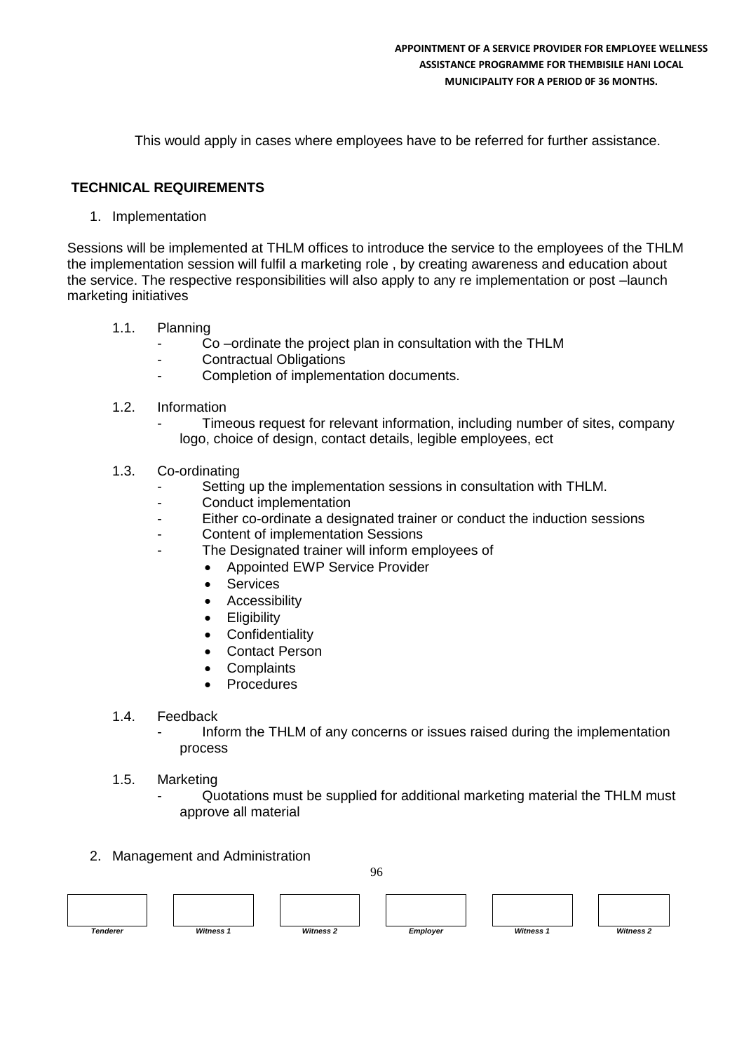This would apply in cases where employees have to be referred for further assistance.

## TECHNICAL REQUIREMENTS

1. Implementation

Sessions will be implemented at THLM offices to introduce the service to the employees of the THLM the implementation session will fulfil a marketing role , by creating awareness and education about the service. The respective responsibilities will also apply to any re implementation or post –launch marketing initiatives

1.1. Planning
   - Co –ordinate the project plan in consultation with the THLM
   - Contractual Obligations
   - Completion of implementation documents.

1.2. Information
   - Timeous request for relevant information, including number of sites, company logo, choice of design, contact details, legible employees, ect

1.3. Co-ordinating
   - Setting up the implementation sessions in consultation with THLM.
   - Conduct implementation
   - Either co-ordinate a designated trainer or conduct the induction sessions
   - Content of implementation Sessions
   - The Designated trainer will inform employees of
     - Appointed EWP Service Provider
     - Services
     - Accessibility
     - Eligibility
     - Confidentiality
     - Contact Person
     - Complaints
     - Procedures

1.4. Feedback
   - Inform the THLM of any concerns or issues raised during the implementation process

1.5. Marketing
   - Quotations must be supplied for additional marketing material the THLM must approve all material

2. Management and Administration

| Tenderer | Witness 1 | Witness 2 | Employer | Witness 1 | Witness 2 |
| --- | --- | --- | --- | --- | --- |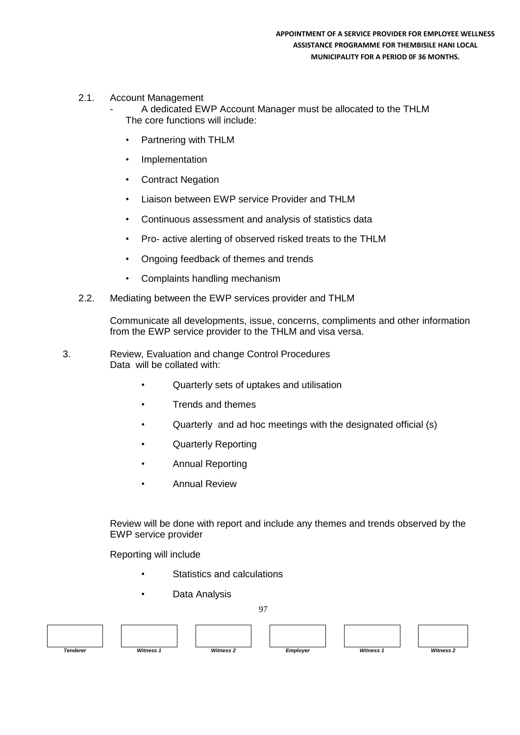2.1. Account Management

- A dedicated EWP Account Manager must be allocated to the THLM

The core functions will include:

- Partnering with THLM
- Implementation
- Contract Negation
- Liaison between EWP service Provider and THLM
- Continuous assessment and analysis of statistics data
- Pro- active alerting of observed risked treats to the THLM
- Ongoing feedback of themes and trends
- Complaints handling mechanism

2.2. Mediating between the EWP services provider and THLM

Communicate all developments, issue, concerns, compliments and other information from the EWP service provider to the THLM and visa versa.

3. Review, Evaluation and change Control Procedures

Data will be collated with:

- Quarterly sets of uptakes and utilisation
- Trends and themes
- Quarterly and ad hoc meetings with the designated official (s)
- Quarterly Reporting
- Annual Reporting
- Annual Review

Review will be done with report and include any themes and trends observed by the EWP service provider

Reporting will include

- Statistics and calculations
- Data Analysis

| Tenderer | Witness 1 | Witness 2 | Employer | Witness 1 | Witness 2 |
|---|---|---|---|---|---|
| | | | | | |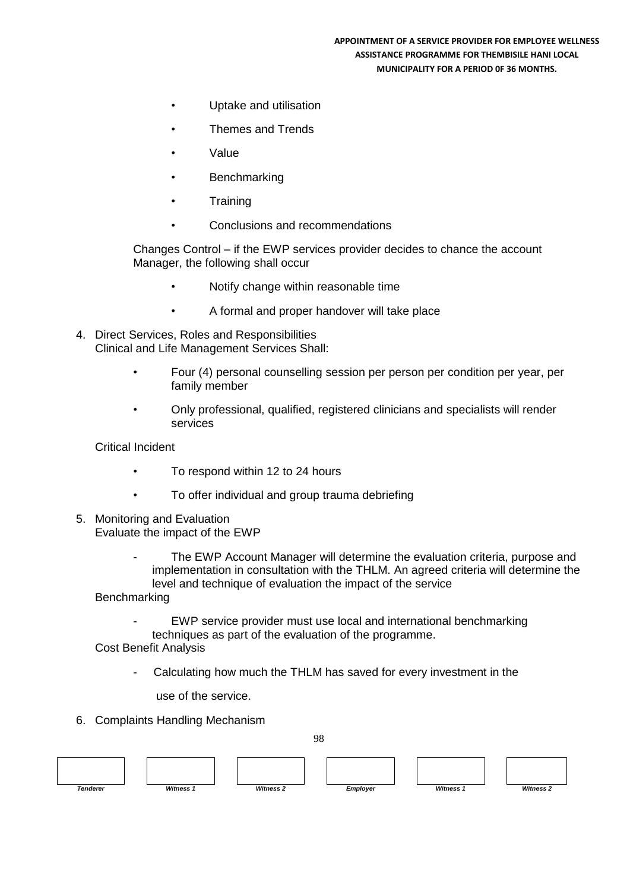- Uptake and utilisation
- Themes and Trends
- Value
- Benchmarking
- Training
- Conclusions and recommendations

Changes Control – if the EWP services provider decides to chance the account Manager, the following shall occur

- Notify change within reasonable time
- A formal and proper handover will take place

4. Direct Services, Roles and Responsibilities
   Clinical and Life Management Services Shall:

   - Four (4) personal counselling session per person per condition per year, per family member
   - Only professional, qualified, registered clinicians and specialists will render services

   Critical Incident

   - To respond within 12 to 24 hours
   - To offer individual and group trauma debriefing

5. Monitoring and Evaluation
   Evaluate the impact of the EWP

   - The EWP Account Manager will determine the evaluation criteria, purpose and implementation in consultation with the THLM. An agreed criteria will determine the level and technique of evaluation the impact of the service

   Benchmarking

   - EWP service provider must use local and international benchmarking techniques as part of the evaluation of the programme.

   Cost Benefit Analysis

   - Calculating how much the THLM has saved for every investment in the use of the service.

6. Complaints Handling Mechanism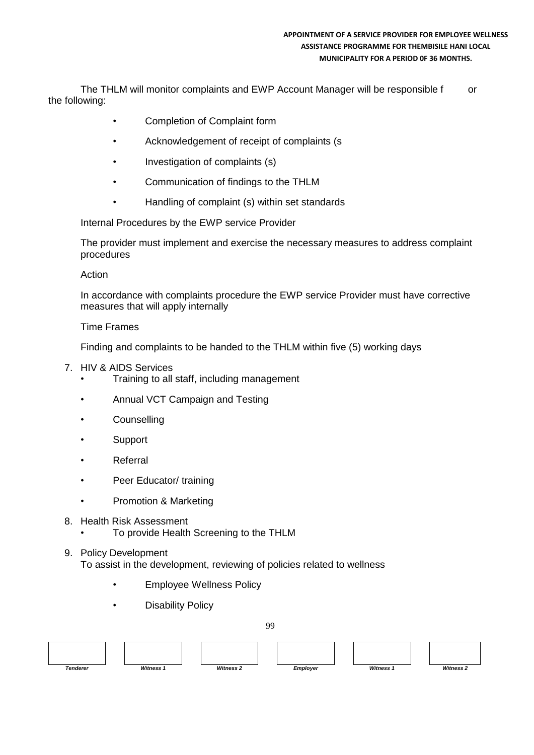The THLM will monitor complaints and EWP Account Manager will be responsible f or the following:

- Completion of Complaint form
- Acknowledgement of receipt of complaints (s
- Investigation of complaints (s)
- Communication of findings to the THLM
- Handling of complaint (s) within set standards

Internal Procedures by the EWP service Provider

The provider must implement and exercise the necessary measures to address complaint procedures

Action

In accordance with complaints procedure the EWP service Provider must have corrective measures that will apply internally

Time Frames

Finding and complaints to be handed to the THLM within five (5) working days

7. HIV & AIDS Services
   - Training to all staff, including management
   - Annual VCT Campaign and Testing
   - Counselling
   - Support
   - Referral
   - Peer Educator/ training
   - Promotion & Marketing
8. Health Risk Assessment
   - To provide Health Screening to the THLM
9. Policy Development

   To assist in the development, reviewing of policies related to wellness

   - Employee Wellness Policy
   - Disability Policy

| Tenderer | Witness 1 | Witness 2 | Employer | Witness 1 | Witness 2 |
|---|---|---|---|---|---|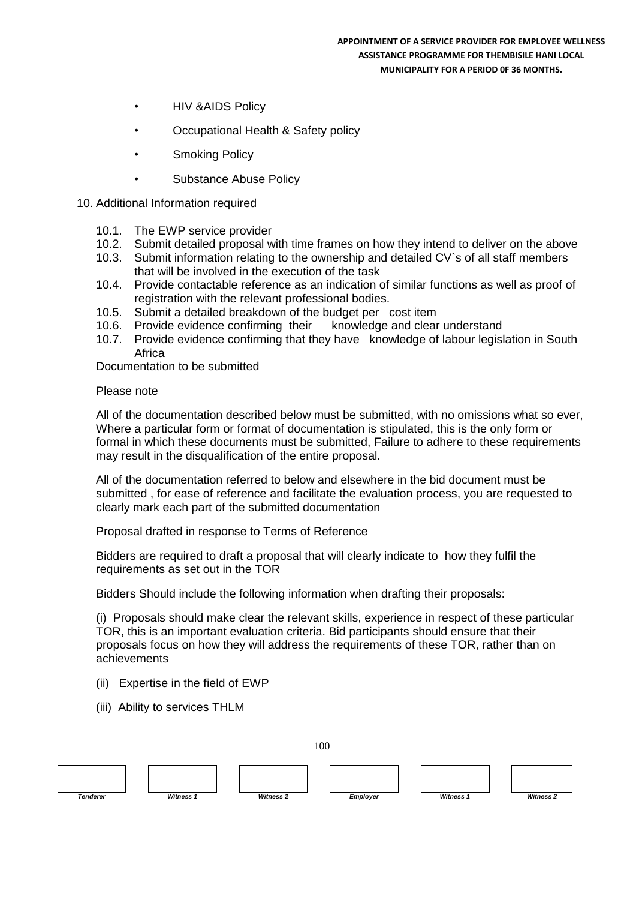- HIV &AIDS Policy
- Occupational Health & Safety policy
- Smoking Policy
- Substance Abuse Policy

10. Additional Information required

10.1. The EWP service provider

10.2. Submit detailed proposal with time frames on how they intend to deliver on the above

10.3. Submit information relating to the ownership and detailed CV`s of all staff members that will be involved in the execution of the task

10.4. Provide contactable reference as an indication of similar functions as well as proof of registration with the relevant professional bodies.

10.5. Submit a detailed breakdown of the budget per cost item

10.6. Provide evidence confirming their knowledge and clear understand

10.7. Provide evidence confirming that they have knowledge of labour legislation in South Africa

Documentation to be submitted

Please note

All of the documentation described below must be submitted, with no omissions what so ever, Where a particular form or format of documentation is stipulated, this is the only form or formal in which these documents must be submitted, Failure to adhere to these requirements may result in the disqualification of the entire proposal.

All of the documentation referred to below and elsewhere in the bid document must be submitted , for ease of reference and facilitate the evaluation process, you are requested to clearly mark each part of the submitted documentation

Proposal drafted in response to Terms of Reference

Bidders are required to draft a proposal that will clearly indicate to how they fulfil the requirements as set out in the TOR

Bidders Should include the following information when drafting their proposals:

(i) Proposals should make clear the relevant skills, experience in respect of these particular TOR, this is an important evaluation criteria. Bid participants should ensure that their proposals focus on how they will address the requirements of these TOR, rather than on achievements

(ii) Expertise in the field of EWP

(iii) Ability to services THLM

| | | | | | |
|---|---|---|---|---|---|
| *Tenderer* | *Witness 1* | *Witness 2* | *Employer* | *Witness 1* | *Witness 2* |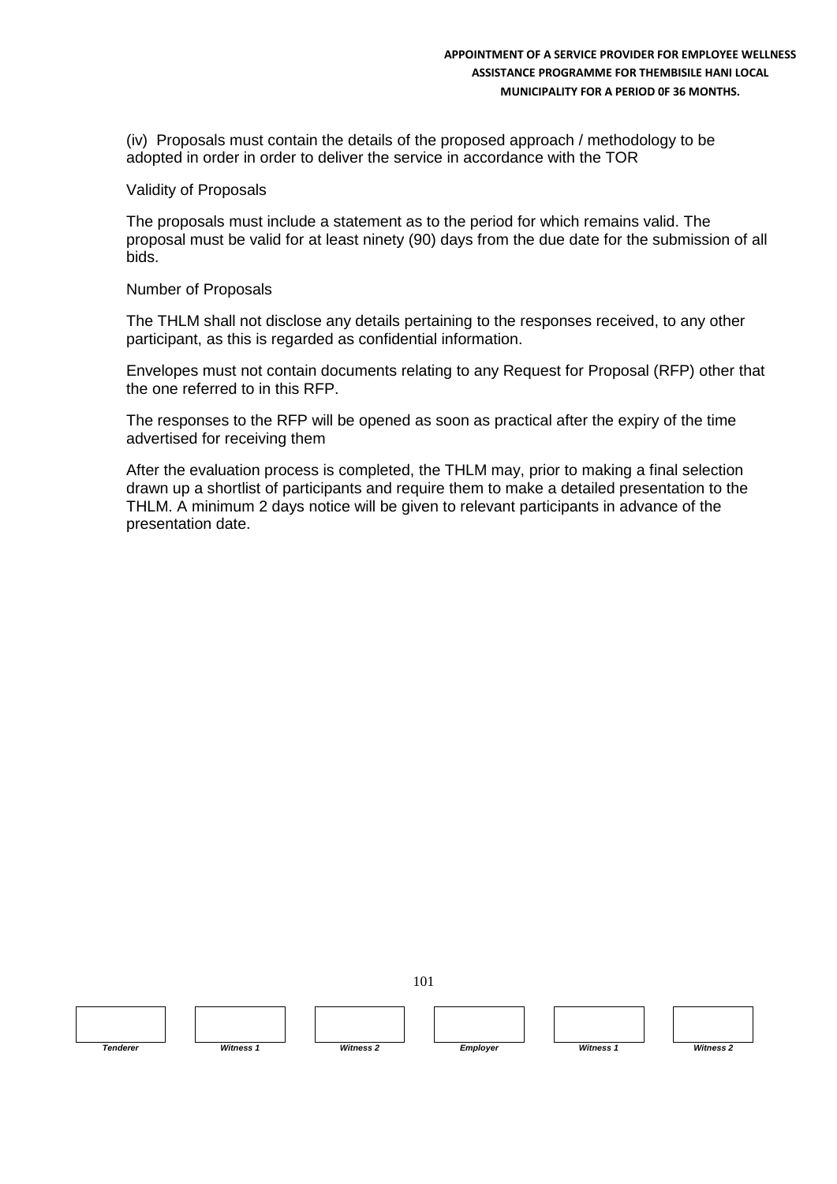(iv) Proposals must contain the details of the proposed approach / methodology to be adopted in order in order to deliver the service in accordance with the TOR

Validity of Proposals

The proposals must include a statement as to the period for which remains valid. The proposal must be valid for at least ninety (90) days from the due date for the submission of all bids.

Number of Proposals

The THLM shall not disclose any details pertaining to the responses received, to any other participant, as this is regarded as confidential information.

Envelopes must not contain documents relating to any Request for Proposal (RFP) other that the one referred to in this RFP.

The responses to the RFP will be opened as soon as practical after the expiry of the time advertised for receiving them

After the evaluation process is completed, the THLM may, prior to making a final selection drawn up a shortlist of participants and require them to make a detailed presentation to the THLM. A minimum 2 days notice will be given to relevant participants in advance of the presentation date.